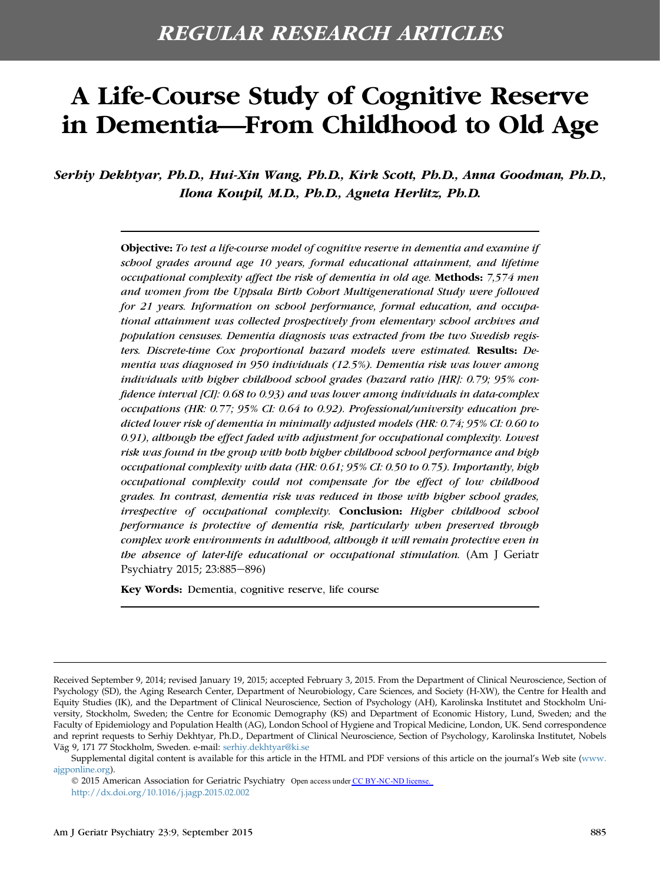## REGULAR RESEARCH ARTICLES

# A Life-Course Study of Cognitive Reserve in Dementia—From Childhood to Old Age

***Serhiy Dekhtyar, Ph.D., Hui-Xin Wang, Ph.D., Kirk Scott, Ph.D., Anna Goodman, Ph.D., Ilona Koupil, M.D., Ph.D., Agneta Herlitz, Ph.D.***

**Objective:** *To test a life-course model of cognitive reserve in dementia and examine if school grades around age 10 years, formal educational attainment, and lifetime occupational complexity affect the risk of dementia in old age.* **Methods:** *7,574 men and women from the Uppsala Birth Cohort Multigenerational Study were followed for 21 years. Information on school performance, formal education, and occupational attainment was collected prospectively from elementary school archives and population censuses. Dementia diagnosis was extracted from the two Swedish registers. Discrete-time Cox proportional hazard models were estimated.* **Results:** *Dementia was diagnosed in 950 individuals (12.5%). Dementia risk was lower among individuals with higher childhood school grades (hazard ratio [HR]: 0.79; 95% confidence interval [CI]: 0.68 to 0.93) and was lower among individuals in data-complex occupations (HR: 0.77; 95% CI: 0.64 to 0.92). Professional/university education predicted lower risk of dementia in minimally adjusted models (HR: 0.74; 95% CI: 0.60 to 0.91), although the effect faded with adjustment for occupational complexity. Lowest risk was found in the group with both higher childhood school performance and high occupational complexity with data (HR: 0.61; 95% CI: 0.50 to 0.75). Importantly, high occupational complexity could not compensate for the effect of low childhood grades. In contrast, dementia risk was reduced in those with higher school grades, irrespective of occupational complexity.* **Conclusion:** *Higher childhood school performance is protective of dementia risk, particularly when preserved through complex work environments in adulthood, although it will remain protective even in the absence of later-life educational or occupational stimulation.* (Am J Geriatr Psychiatry 2015; 23:885−896)

**Key Words:** Dementia, cognitive reserve, life course

---

Received September 9, 2014; revised January 19, 2015; accepted February 3, 2015. From the Department of Clinical Neuroscience, Section of Psychology (SD), the Aging Research Center, Department of Neurobiology, Care Sciences, and Society (H-XW), the Centre for Health and Equity Studies (IK), and the Department of Clinical Neuroscience, Section of Psychology (AH), Karolinska Institutet and Stockholm University, Stockholm, Sweden; the Centre for Economic Demography (KS) and Department of Economic History, Lund, Sweden; and the Faculty of Epidemiology and Population Health (AG), London School of Hygiene and Tropical Medicine, London, UK. Send correspondence and reprint requests to Serhiy Dekhtyar, Ph.D., Department of Clinical Neuroscience, Section of Psychology, Karolinska Institutet, Nobels Väg 9, 171 77 Stockholm, Sweden. e-mail: serhiy.dekhtyar@ki.se

Supplemental digital content is available for this article in the HTML and PDF versions of this article on the journal's Web site (www.ajgponline.org).

© 2015 American Association for Geriatric Psychiatry Open access under CC BY-NC-ND license.
http://dx.doi.org/10.1016/j.jagp.2015.02.002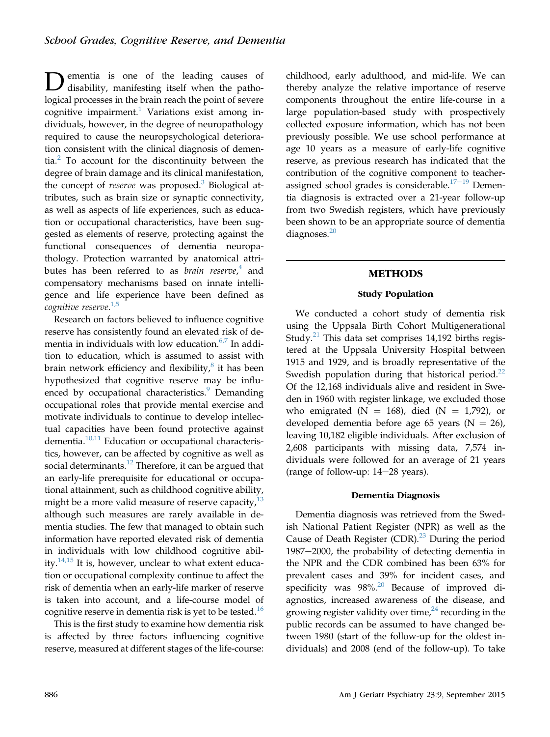Dementia is one of the leading causes of disability, manifesting itself when the pathological processes in the brain reach the point of severe cognitive impairment.[1] Variations exist among individuals, however, in the degree of neuropathology required to cause the neuropsychological deterioration consistent with the clinical diagnosis of dementia.[2] To account for the discontinuity between the degree of brain damage and its clinical manifestation, the concept of *reserve* was proposed.[3] Biological attributes, such as brain size or synaptic connectivity, as well as aspects of life experiences, such as education or occupational characteristics, have been suggested as elements of reserve, protecting against the functional consequences of dementia neuropathology. Protection warranted by anatomical attributes has been referred to as *brain reserve*,[4] and compensatory mechanisms based on innate intelligence and life experience have been defined as *cognitive reserve*.[1,5]

Research on factors believed to influence cognitive reserve has consistently found an elevated risk of dementia in individuals with low education.[6,7] In addition to education, which is assumed to assist with brain network efficiency and flexibility,[8] it has been hypothesized that cognitive reserve may be influenced by occupational characteristics.[9] Demanding occupational roles that provide mental exercise and motivate individuals to continue to develop intellectual capacities have been found protective against dementia.[10,11] Education or occupational characteristics, however, can be affected by cognitive as well as social determinants.[12] Therefore, it can be argued that an early-life prerequisite for educational or occupational attainment, such as childhood cognitive ability, might be a more valid measure of reserve capacity,[13] although such measures are rarely available in dementia studies. The few that managed to obtain such information have reported elevated risk of dementia in individuals with low childhood cognitive ability.[14,15] It is, however, unclear to what extent education or occupational complexity continue to affect the risk of dementia when an early-life marker of reserve is taken into account, and a life-course model of cognitive reserve in dementia risk is yet to be tested.[16]

This is the first study to examine how dementia risk is affected by three factors influencing cognitive reserve, measured at different stages of the life-course: childhood, early adulthood, and mid-life. We can thereby analyze the relative importance of reserve components throughout the entire life-course in a large population-based study with prospectively collected exposure information, which has not been previously possible. We use school performance at age 10 years as a measure of early-life cognitive reserve, as previous research has indicated that the contribution of the cognitive component to teacher-assigned school grades is considerable.[17–19] Dementia diagnosis is extracted over a 21-year follow-up from two Swedish registers, which have previously been shown to be an appropriate source of dementia diagnoses.[20]

## METHODS

### Study Population

We conducted a cohort study of dementia risk using the Uppsala Birth Cohort Multigenerational Study.[21] This data set comprises 14,192 births registered at the Uppsala University Hospital between 1915 and 1929, and is broadly representative of the Swedish population during that historical period.[22] Of the 12,168 individuals alive and resident in Sweden in 1960 with register linkage, we excluded those who emigrated (N = 168), died (N = 1,792), or developed dementia before age 65 years (N = 26), leaving 10,182 eligible individuals. After exclusion of 2,608 participants with missing data, 7,574 individuals were followed for an average of 21 years (range of follow-up: 14–28 years).

### Dementia Diagnosis

Dementia diagnosis was retrieved from the Swedish National Patient Register (NPR) as well as the Cause of Death Register (CDR).[23] During the period 1987–2000, the probability of detecting dementia in the NPR and the CDR combined has been 63% for prevalent cases and 39% for incident cases, and specificity was 98%.[20] Because of improved diagnostics, increased awareness of the disease, and growing register validity over time,[24] recording in the public records can be assumed to have changed between 1980 (start of the follow-up for the oldest individuals) and 2008 (end of the follow-up). To take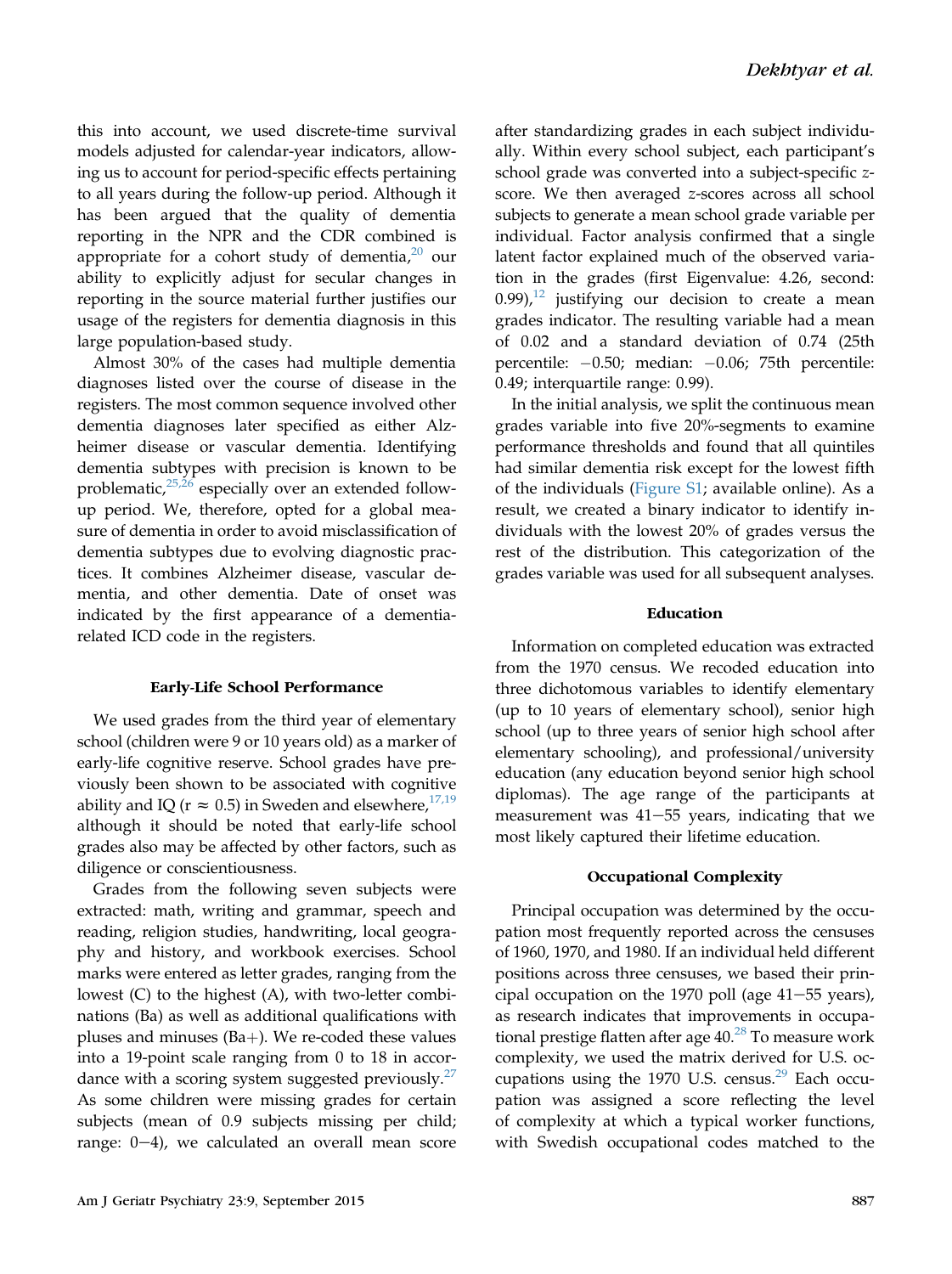this into account, we used discrete-time survival models adjusted for calendar-year indicators, allowing us to account for period-specific effects pertaining to all years during the follow-up period. Although it has been argued that the quality of dementia reporting in the NPR and the CDR combined is appropriate for a cohort study of dementia,[20] our ability to explicitly adjust for secular changes in reporting in the source material further justifies our usage of the registers for dementia diagnosis in this large population-based study.

Almost 30% of the cases had multiple dementia diagnoses listed over the course of disease in the registers. The most common sequence involved other dementia diagnoses later specified as either Alzheimer disease or vascular dementia. Identifying dementia subtypes with precision is known to be problematic,[25,26] especially over an extended follow-up period. We, therefore, opted for a global measure of dementia in order to avoid misclassification of dementia subtypes due to evolving diagnostic practices. It combines Alzheimer disease, vascular dementia, and other dementia. Date of onset was indicated by the first appearance of a dementia-related ICD code in the registers.

### Early-Life School Performance

We used grades from the third year of elementary school (children were 9 or 10 years old) as a marker of early-life cognitive reserve. School grades have previously been shown to be associated with cognitive ability and IQ ($r \approx 0.5$) in Sweden and elsewhere,[17,19] although it should be noted that early-life school grades also may be affected by other factors, such as diligence or conscientiousness.

Grades from the following seven subjects were extracted: math, writing and grammar, speech and reading, religion studies, handwriting, local geography and history, and workbook exercises. School marks were entered as letter grades, ranging from the lowest (C) to the highest (A), with two-letter combinations (Ba) as well as additional qualifications with pluses and minuses (Ba+). We re-coded these values into a 19-point scale ranging from 0 to 18 in accordance with a scoring system suggested previously.[27] As some children were missing grades for certain subjects (mean of 0.9 subjects missing per child; range: 0−4), we calculated an overall mean score after standardizing grades in each subject individually. Within every school subject, each participant's school grade was converted into a subject-specific *z*-score. We then averaged *z*-scores across all school subjects to generate a mean school grade variable per individual. Factor analysis confirmed that a single latent factor explained much of the observed variation in the grades (first Eigenvalue: 4.26, second: 0.99),[12] justifying our decision to create a mean grades indicator. The resulting variable had a mean of 0.02 and a standard deviation of 0.74 (25th percentile: −0.50; median: −0.06; 75th percentile: 0.49; interquartile range: 0.99).

In the initial analysis, we split the continuous mean grades variable into five 20%-segments to examine performance thresholds and found that all quintiles had similar dementia risk except for the lowest fifth of the individuals (Figure S1; available online). As a result, we created a binary indicator to identify individuals with the lowest 20% of grades versus the rest of the distribution. This categorization of the grades variable was used for all subsequent analyses.

### Education

Information on completed education was extracted from the 1970 census. We recoded education into three dichotomous variables to identify elementary (up to 10 years of elementary school), senior high school (up to three years of senior high school after elementary schooling), and professional/university education (any education beyond senior high school diplomas). The age range of the participants at measurement was 41−55 years, indicating that we most likely captured their lifetime education.

### Occupational Complexity

Principal occupation was determined by the occupation most frequently reported across the censuses of 1960, 1970, and 1980. If an individual held different positions across three censuses, we based their principal occupation on the 1970 poll (age 41−55 years), as research indicates that improvements in occupational prestige flatten after age 40.[28] To measure work complexity, we used the matrix derived for U.S. occupations using the 1970 U.S. census.[29] Each occupation was assigned a score reflecting the level of complexity at which a typical worker functions, with Swedish occupational codes matched to the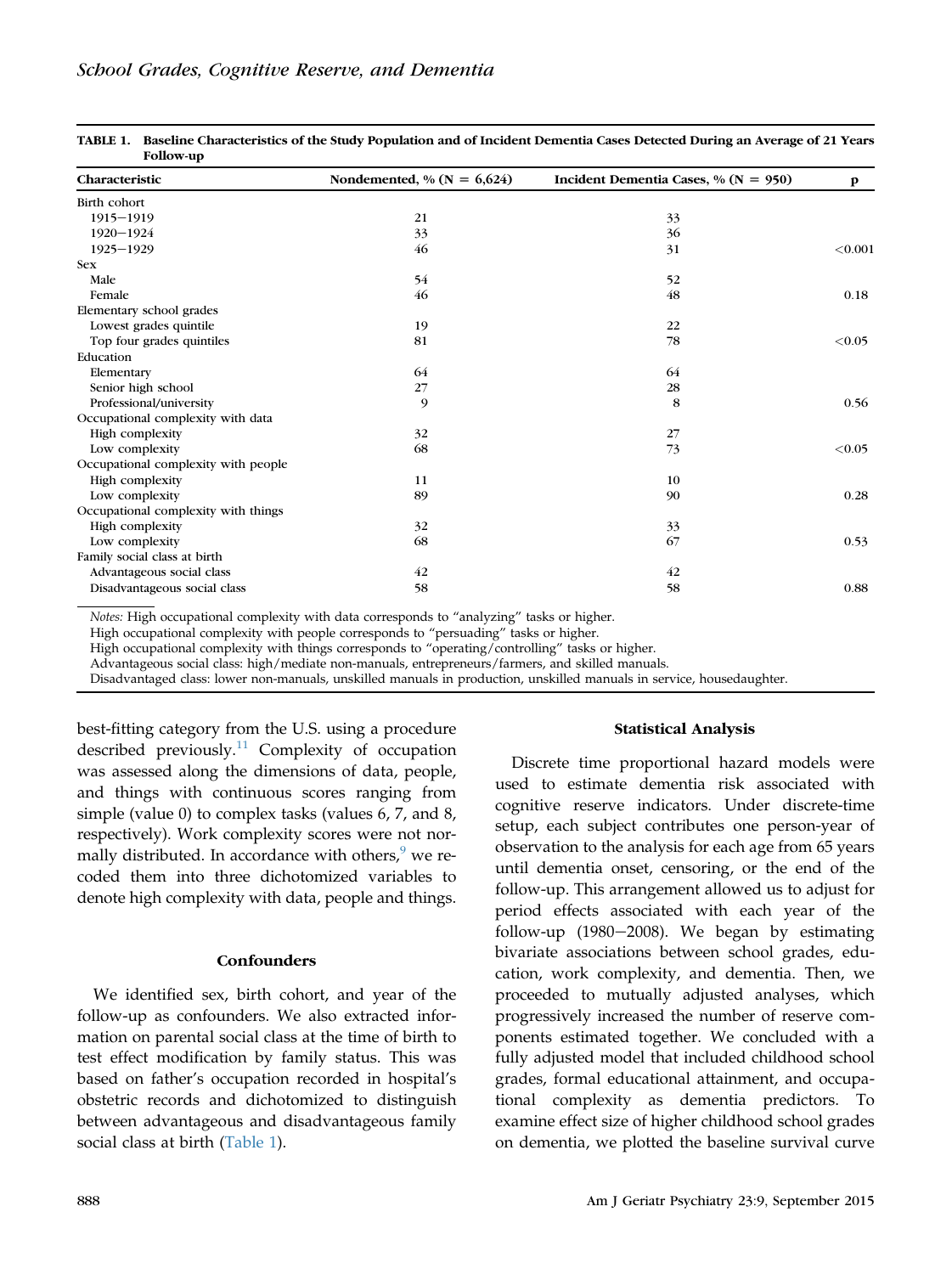**TABLE 1. Baseline Characteristics of the Study Population and of Incident Dementia Cases Detected During an Average of 21 Years Follow-up**

| Characteristic | Nondemented, % (N = 6,624) | Incident Dementia Cases, % (N = 950) | p |
|---|---|---|---|
| Birth cohort | | | |
| 1915–1919 | 21 | 33 | |
| 1920–1924 | 33 | 36 | |
| 1925–1929 | 46 | 31 | <0.001 |
| Sex | | | |
| Male | 54 | 52 | |
| Female | 46 | 48 | 0.18 |
| Elementary school grades | | | |
| Lowest grades quintile | 19 | 22 | |
| Top four grades quintiles | 81 | 78 | <0.05 |
| Education | | | |
| Elementary | 64 | 64 | |
| Senior high school | 27 | 28 | |
| Professional/university | 9 | 8 | 0.56 |
| Occupational complexity with data | | | |
| High complexity | 32 | 27 | |
| Low complexity | 68 | 73 | <0.05 |
| Occupational complexity with people | | | |
| High complexity | 11 | 10 | |
| Low complexity | 89 | 90 | 0.28 |
| Occupational complexity with things | | | |
| High complexity | 32 | 33 | |
| Low complexity | 68 | 67 | 0.53 |
| Family social class at birth | | | |
| Advantageous social class | 42 | 42 | |
| Disadvantageous social class | 58 | 58 | 0.88 |

*Notes:* High occupational complexity with data corresponds to "analyzing" tasks or higher.
High occupational complexity with people corresponds to "persuading" tasks or higher.
High occupational complexity with things corresponds to "operating/controlling" tasks or higher.
Advantageous social class: high/mediate non-manuals, entrepreneurs/farmers, and skilled manuals.
Disadvantaged class: lower non-manuals, unskilled manuals in production, unskilled manuals in service, housedaughter.

best-fitting category from the U.S. using a procedure described previously.[11] Complexity of occupation was assessed along the dimensions of data, people, and things with continuous scores ranging from simple (value 0) to complex tasks (values 6, 7, and 8, respectively). Work complexity scores were not normally distributed. In accordance with others,[9] we recoded them into three dichotomized variables to denote high complexity with data, people and things.

### Confounders

We identified sex, birth cohort, and year of the follow-up as confounders. We also extracted information on parental social class at the time of birth to test effect modification by family status. This was based on father's occupation recorded in hospital's obstetric records and dichotomized to distinguish between advantageous and disadvantageous family social class at birth (Table 1).

### Statistical Analysis

Discrete time proportional hazard models were used to estimate dementia risk associated with cognitive reserve indicators. Under discrete-time setup, each subject contributes one person-year of observation to the analysis for each age from 65 years until dementia onset, censoring, or the end of the follow-up. This arrangement allowed us to adjust for period effects associated with each year of the follow-up (1980–2008). We began by estimating bivariate associations between school grades, education, work complexity, and dementia. Then, we proceeded to mutually adjusted analyses, which progressively increased the number of reserve components estimated together. We concluded with a fully adjusted model that included childhood school grades, formal educational attainment, and occupational complexity as dementia predictors. To examine effect size of higher childhood school grades on dementia, we plotted the baseline survival curve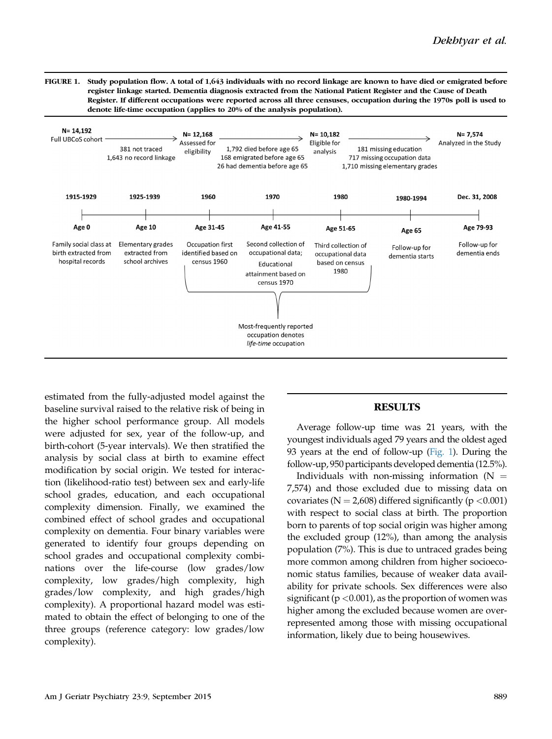FIGURE 1. Study population flow. A total of 1,643 individuals with no record linkage are known to have died or emigrated before register linkage started. Dementia diagnosis extracted from the National Patient Register and the Cause of Death Register. If different occupations were reported across all three censuses, occupation during the 1970s poll is used to denote life-time occupation (applies to 20% of the analysis population).

N= 14,192 Full UBCoS cohort → (381 not traced; 1,643 no record linkage) → N= 12,168 Assessed for eligibility → (1,792 died before age 65; 168 emigrated before age 65; 26 had dementia before age 65) → N= 10,182 Eligible for analysis → (181 missing education; 717 missing occupation data; 1,710 missing elementary grades) → N= 7,574 Analyzed in the Study

| 1915-1929 | 1925-1939 | 1960 | 1970 | 1980 | 1980-1994 | Dec. 31, 2008 |
|---|---|---|---|---|---|---|
| Age 0 | Age 10 | Age 31-45 | Age 41-55 | Age 51-65 | Age 65 | Age 79-93 |
| Family social class at birth extracted from hospital records | Elementary grades extracted from school archives | Occupation first identified based on census 1960 | Second collection of occupational data; Educational attainment based on census 1970 | Third collection of occupational data based on census 1980 | Follow-up for dementia starts | Follow-up for dementia ends |

Most-frequently reported occupation denotes *life-time* occupation

estimated from the fully-adjusted model against the baseline survival raised to the relative risk of being in the higher school performance group. All models were adjusted for sex, year of the follow-up, and birth-cohort (5-year intervals). We then stratified the analysis by social class at birth to examine effect modification by social origin. We tested for interaction (likelihood-ratio test) between sex and early-life school grades, education, and each occupational complexity dimension. Finally, we examined the combined effect of school grades and occupational complexity on dementia. Four binary variables were generated to identify four groups depending on school grades and occupational complexity combinations over the life-course (low grades/low complexity, low grades/high complexity, high grades/low complexity, and high grades/high complexity). A proportional hazard model was estimated to obtain the effect of belonging to one of the three groups (reference category: low grades/low complexity).

## RESULTS

Average follow-up time was 21 years, with the youngest individuals aged 79 years and the oldest aged 93 years at the end of follow-up (Fig. 1). During the follow-up, 950 participants developed dementia (12.5%).

Individuals with non-missing information ($N = 7{,}574$) and those excluded due to missing data on covariates ($N = 2{,}608$) differed significantly ($p < 0.001$) with respect to social class at birth. The proportion born to parents of top social origin was higher among the excluded group (12%), than among the analysis population (7%). This is due to untraced grades being more common among children from higher socioeconomic status families, because of weaker data availability for private schools. Sex differences were also significant ($p < 0.001$), as the proportion of women was higher among the excluded because women are overrepresented among those with missing occupational information, likely due to being housewives.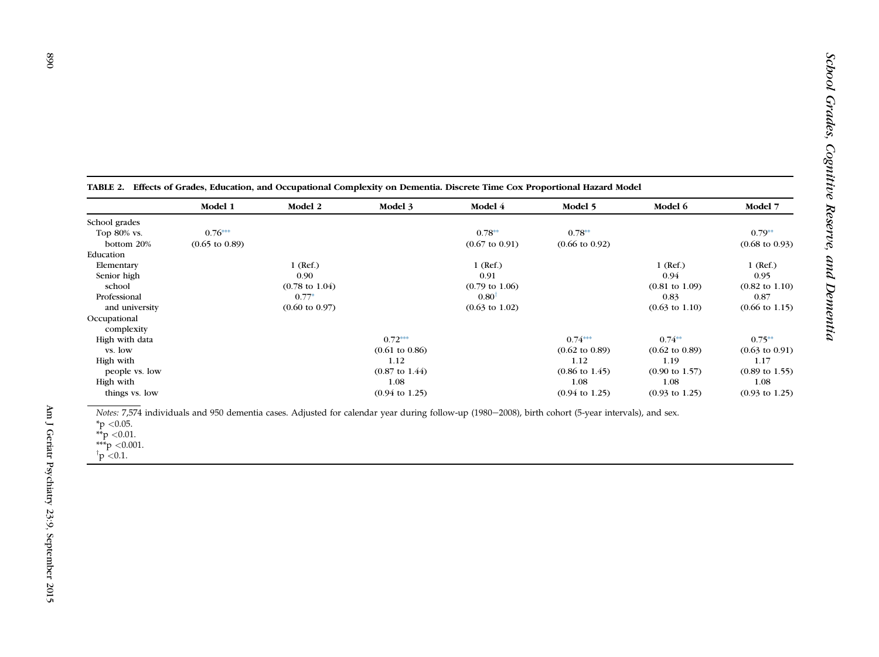**TABLE 2. Effects of Grades, Education, and Occupational Complexity on Dementia. Discrete Time Cox Proportional Hazard Model**

| | Model 1 | Model 2 | Model 3 | Model 4 | Model 5 | Model 6 | Model 7 |
|---|---|---|---|---|---|---|---|
| School grades | | | | | | | |
| Top 80% vs. bottom 20% | 0.76*** (0.65 to 0.89) | | | 0.78** (0.67 to 0.91) | 0.78** (0.66 to 0.92) | | 0.79** (0.68 to 0.93) |
| Education | | | | | | | |
| Elementary | | 1 (Ref.) | | 1 (Ref.) | | 1 (Ref.) | 1 (Ref.) |
| Senior high school | | 0.90 (0.78 to 1.04) | | 0.91 (0.79 to 1.06) | | 0.94 (0.81 to 1.09) | 0.95 (0.82 to 1.10) |
| Professional and university | | 0.77* (0.60 to 0.97) | | 0.80† (0.63 to 1.02) | | 0.83 (0.63 to 1.10) | 0.87 (0.66 to 1.15) |
| Occupational complexity | | | | | | | |
| High with data vs. low | | | 0.72*** (0.61 to 0.86) | | 0.74*** (0.62 to 0.89) | 0.74** (0.62 to 0.89) | 0.75** (0.63 to 0.91) |
| High with people vs. low | | | 1.12 (0.87 to 1.44) | | 1.12 (0.86 to 1.45) | 1.19 (0.90 to 1.57) | 1.17 (0.89 to 1.55) |
| High with things vs. low | | | 1.08 (0.94 to 1.25) | | 1.08 (0.94 to 1.25) | 1.08 (0.93 to 1.25) | 1.08 (0.93 to 1.25) |

*Notes:* 7,574 individuals and 950 dementia cases. Adjusted for calendar year during follow-up (1980–2008), birth cohort (5-year intervals), and sex.

*p <0.05.

**p <0.01.

***p <0.001.

†p <0.1.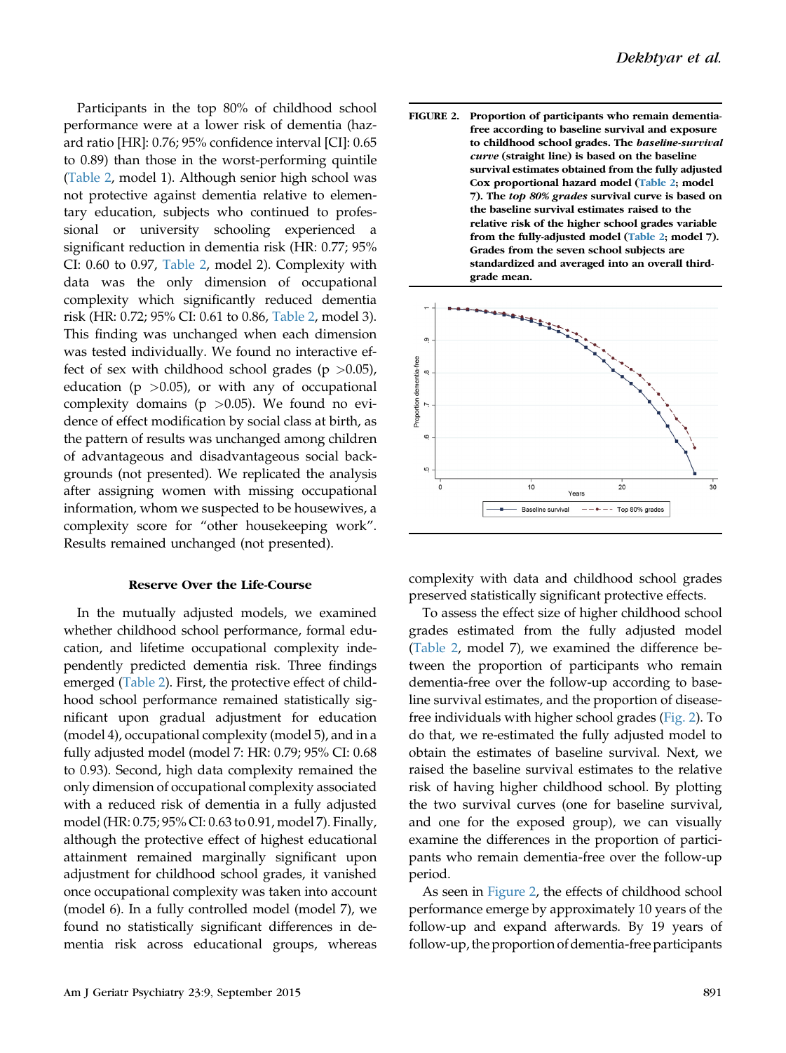Participants in the top 80% of childhood school performance were at a lower risk of dementia (hazard ratio [HR]: 0.76; 95% confidence interval [CI]: 0.65 to 0.89) than those in the worst-performing quintile (Table 2, model 1). Although senior high school was not protective against dementia relative to elementary education, subjects who continued to professional or university schooling experienced a significant reduction in dementia risk (HR: 0.77; 95% CI: 0.60 to 0.97, Table 2, model 2). Complexity with data was the only dimension of occupational complexity which significantly reduced dementia risk (HR: 0.72; 95% CI: 0.61 to 0.86, Table 2, model 3). This finding was unchanged when each dimension was tested individually. We found no interactive effect of sex with childhood school grades ($p > 0.05$), education ($p > 0.05$), or with any of occupational complexity domains ($p > 0.05$). We found no evidence of effect modification by social class at birth, as the pattern of results was unchanged among children of advantageous and disadvantageous social backgrounds (not presented). We replicated the analysis after assigning women with missing occupational information, whom we suspected to be housewives, a complexity score for "other housekeeping work". Results remained unchanged (not presented).

### Reserve Over the Life-Course

In the mutually adjusted models, we examined whether childhood school performance, formal education, and lifetime occupational complexity independently predicted dementia risk. Three findings emerged (Table 2). First, the protective effect of childhood school performance remained statistically significant upon gradual adjustment for education (model 4), occupational complexity (model 5), and in a fully adjusted model (model 7: HR: 0.79; 95% CI: 0.68 to 0.93). Second, high data complexity remained the only dimension of occupational complexity associated with a reduced risk of dementia in a fully adjusted model (HR: 0.75; 95% CI: 0.63 to 0.91, model 7). Finally, although the protective effect of highest educational attainment remained marginally significant upon adjustment for childhood school grades, it vanished once occupational complexity was taken into account (model 6). In a fully controlled model (model 7), we found no statistically significant differences in dementia risk across educational groups, whereas complexity with data and childhood school grades preserved statistically significant protective effects.

**FIGURE 2. Proportion of participants who remain dementia-free according to baseline survival and exposure to childhood school grades. The *baseline-survival curve* (straight line) is based on the baseline survival estimates obtained from the fully adjusted Cox proportional hazard model (Table 2; model 7). The *top 80% grades* survival curve is based on the baseline survival estimates raised to the relative risk of the higher school grades variable from the fully-adjusted model (Table 2; model 7). Grades from the seven school subjects are standardized and averaged into an overall third-grade mean.**

To assess the effect size of higher childhood school grades estimated from the fully adjusted model (Table 2, model 7), we examined the difference between the proportion of participants who remain dementia-free over the follow-up according to baseline survival estimates, and the proportion of disease-free individuals with higher school grades (Fig. 2). To do that, we re-estimated the fully adjusted model to obtain the estimates of baseline survival. Next, we raised the baseline survival estimates to the relative risk of having higher childhood school. By plotting the two survival curves (one for baseline survival, and one for the exposed group), we can visually examine the differences in the proportion of participants who remain dementia-free over the follow-up period.

As seen in Figure 2, the effects of childhood school performance emerge by approximately 10 years of the follow-up and expand afterwards. By 19 years of follow-up, the proportion of dementia-free participants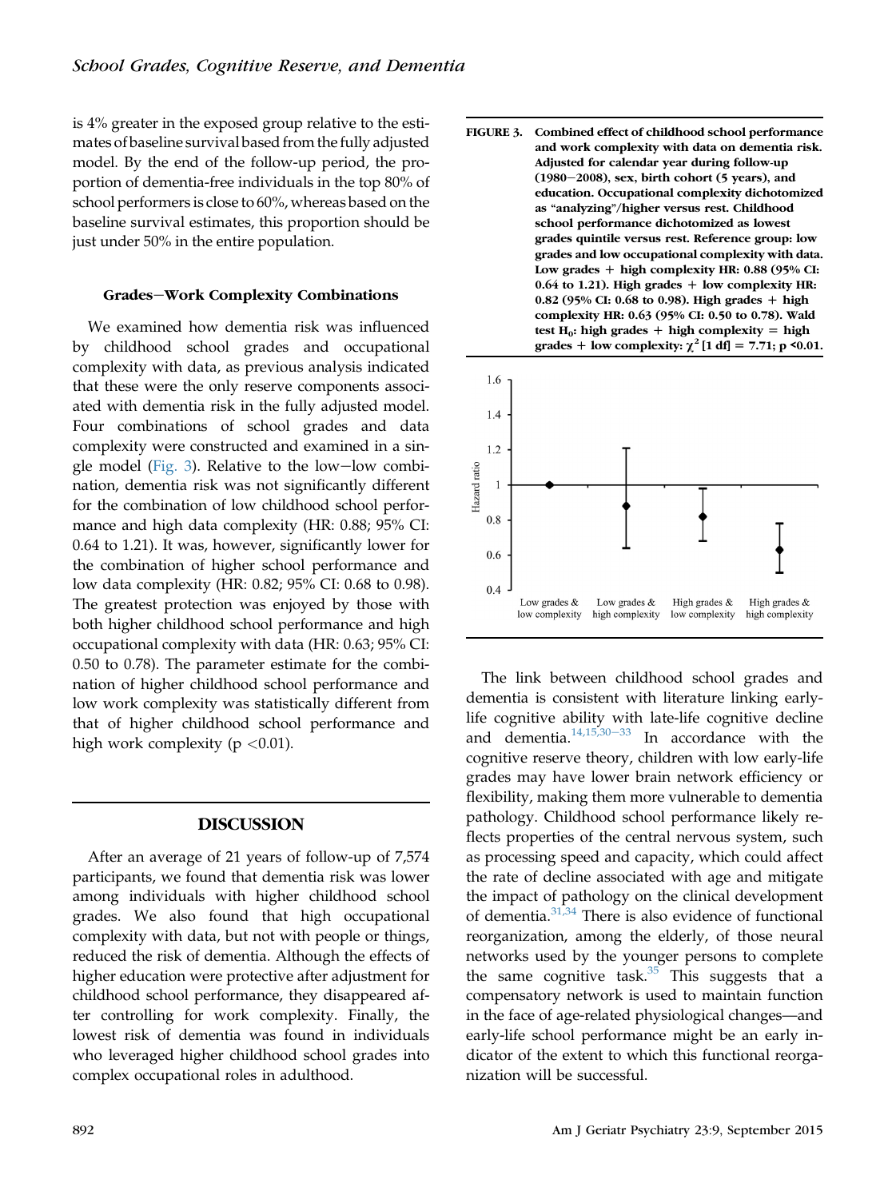is 4% greater in the exposed group relative to the estimates of baseline survival based from the fully adjusted model. By the end of the follow-up period, the proportion of dementia-free individuals in the top 80% of school performers is close to 60%, whereas based on the baseline survival estimates, this proportion should be just under 50% in the entire population.

#### Grades−Work Complexity Combinations

We examined how dementia risk was influenced by childhood school grades and occupational complexity with data, as previous analysis indicated that these were the only reserve components associated with dementia risk in the fully adjusted model. Four combinations of school grades and data complexity were constructed and examined in a single model (Fig. 3). Relative to the low−low combination, dementia risk was not significantly different for the combination of low childhood school performance and high data complexity (HR: 0.88; 95% CI: 0.64 to 1.21). It was, however, significantly lower for the combination of higher school performance and low data complexity (HR: 0.82; 95% CI: 0.68 to 0.98). The greatest protection was enjoyed by those with both higher childhood school performance and high occupational complexity with data (HR: 0.63; 95% CI: 0.50 to 0.78). The parameter estimate for the combination of higher childhood school performance and low work complexity was statistically different from that of higher childhood school performance and high work complexity ($p < 0.01$).

**FIGURE 3. Combined effect of childhood school performance and work complexity with data on dementia risk. Adjusted for calendar year during follow-up (1980−2008), sex, birth cohort (5 years), and education. Occupational complexity dichotomized as "analyzing"/higher versus rest. Childhood school performance dichotomized as lowest grades quintile versus rest. Reference group: low grades and low occupational complexity with data. Low grades + high complexity HR: 0.88 (95% CI: 0.64 to 1.21). High grades + low complexity HR: 0.82 (95% CI: 0.68 to 0.98). High grades + high complexity HR: 0.63 (95% CI: 0.50 to 0.78). Wald test $H_0$: high grades + high complexity = high grades + low complexity: $\chi^2$ [1 df] = 7.71; $p < 0.01$.**

## DISCUSSION

After an average of 21 years of follow-up of 7,574 participants, we found that dementia risk was lower among individuals with higher childhood school grades. We also found that high occupational complexity with data, but not with people or things, reduced the risk of dementia. Although the effects of higher education were protective after adjustment for childhood school performance, they disappeared after controlling for work complexity. Finally, the lowest risk of dementia was found in individuals who leveraged higher childhood school grades into complex occupational roles in adulthood.

The link between childhood school grades and dementia is consistent with literature linking early-life cognitive ability with late-life cognitive decline and dementia.[14,15,30−33] In accordance with the cognitive reserve theory, children with low early-life grades may have lower brain network efficiency or flexibility, making them more vulnerable to dementia pathology. Childhood school performance likely reflects properties of the central nervous system, such as processing speed and capacity, which could affect the rate of decline associated with age and mitigate the impact of pathology on the clinical development of dementia.[31,34] There is also evidence of functional reorganization, among the elderly, of those neural networks used by the younger persons to complete the same cognitive task.[35] This suggests that a compensatory network is used to maintain function in the face of age-related physiological changes—and early-life school performance might be an early indicator of the extent to which this functional reorganization will be successful.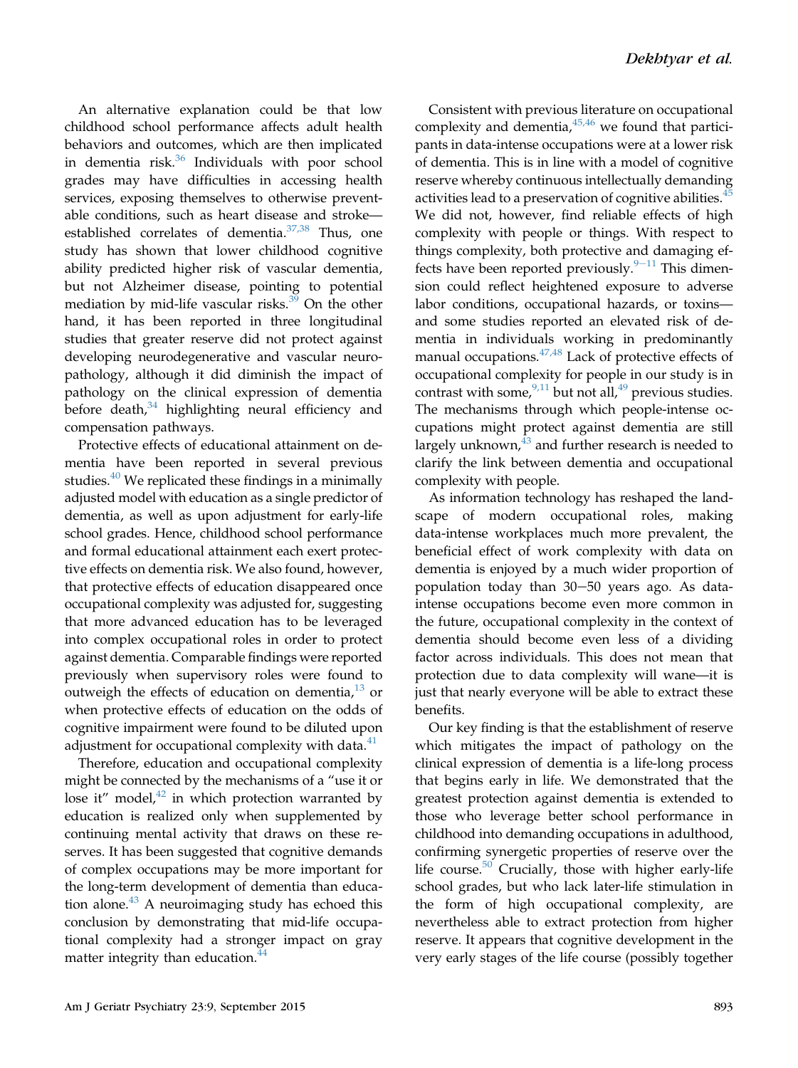An alternative explanation could be that low childhood school performance affects adult health behaviors and outcomes, which are then implicated in dementia risk.[36] Individuals with poor school grades may have difficulties in accessing health services, exposing themselves to otherwise preventable conditions, such as heart disease and stroke—established correlates of dementia.[37,38] Thus, one study has shown that lower childhood cognitive ability predicted higher risk of vascular dementia, but not Alzheimer disease, pointing to potential mediation by mid-life vascular risks.[39] On the other hand, it has been reported in three longitudinal studies that greater reserve did not protect against developing neurodegenerative and vascular neuropathology, although it did diminish the impact of pathology on the clinical expression of dementia before death,[34] highlighting neural efficiency and compensation pathways.

Protective effects of educational attainment on dementia have been reported in several previous studies.[40] We replicated these findings in a minimally adjusted model with education as a single predictor of dementia, as well as upon adjustment for early-life school grades. Hence, childhood school performance and formal educational attainment each exert protective effects on dementia risk. We also found, however, that protective effects of education disappeared once occupational complexity was adjusted for, suggesting that more advanced education has to be leveraged into complex occupational roles in order to protect against dementia. Comparable findings were reported previously when supervisory roles were found to outweigh the effects of education on dementia,[13] or when protective effects of education on the odds of cognitive impairment were found to be diluted upon adjustment for occupational complexity with data.[41]

Therefore, education and occupational complexity might be connected by the mechanisms of a "use it or lose it" model,[42] in which protection warranted by education is realized only when supplemented by continuing mental activity that draws on these reserves. It has been suggested that cognitive demands of complex occupations may be more important for the long-term development of dementia than education alone.[43] A neuroimaging study has echoed this conclusion by demonstrating that mid-life occupational complexity had a stronger impact on gray matter integrity than education.[44]

Consistent with previous literature on occupational complexity and dementia,[45,46] we found that participants in data-intense occupations were at a lower risk of dementia. This is in line with a model of cognitive reserve whereby continuous intellectually demanding activities lead to a preservation of cognitive abilities.[45] We did not, however, find reliable effects of high complexity with people or things. With respect to things complexity, both protective and damaging effects have been reported previously.[9–11] This dimension could reflect heightened exposure to adverse labor conditions, occupational hazards, or toxins—and some studies reported an elevated risk of dementia in individuals working in predominantly manual occupations.[47,48] Lack of protective effects of occupational complexity for people in our study is in contrast with some,[9,11] but not all,[49] previous studies. The mechanisms through which people-intense occupations might protect against dementia are still largely unknown,[43] and further research is needed to clarify the link between dementia and occupational complexity with people.

As information technology has reshaped the landscape of modern occupational roles, making data-intense workplaces much more prevalent, the beneficial effect of work complexity with data on dementia is enjoyed by a much wider proportion of population today than 30–50 years ago. As data-intense occupations become even more common in the future, occupational complexity in the context of dementia should become even less of a dividing factor across individuals. This does not mean that protection due to data complexity will wane—it is just that nearly everyone will be able to extract these benefits.

Our key finding is that the establishment of reserve which mitigates the impact of pathology on the clinical expression of dementia is a life-long process that begins early in life. We demonstrated that the greatest protection against dementia is extended to those who leverage better school performance in childhood into demanding occupations in adulthood, confirming synergetic properties of reserve over the life course.[50] Crucially, those with higher early-life school grades, but who lack later-life stimulation in the form of high occupational complexity, are nevertheless able to extract protection from higher reserve. It appears that cognitive development in the very early stages of the life course (possibly together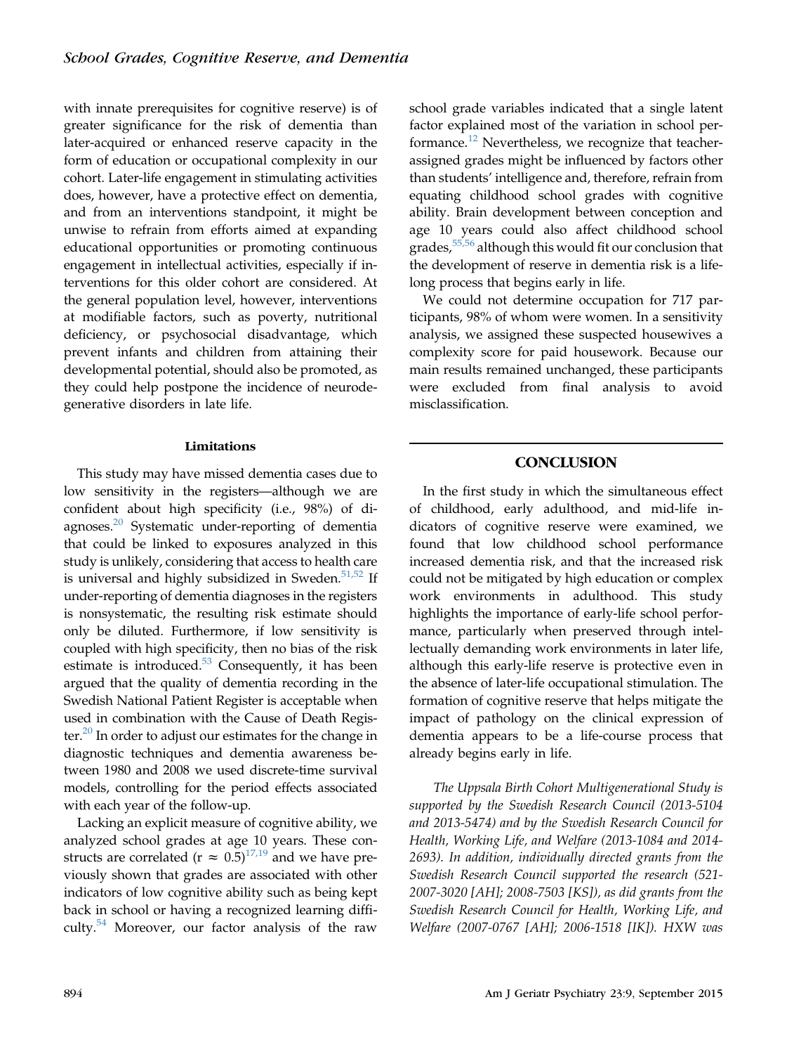with innate prerequisites for cognitive reserve) is of greater significance for the risk of dementia than later-acquired or enhanced reserve capacity in the form of education or occupational complexity in our cohort. Later-life engagement in stimulating activities does, however, have a protective effect on dementia, and from an interventions standpoint, it might be unwise to refrain from efforts aimed at expanding educational opportunities or promoting continuous engagement in intellectual activities, especially if interventions for this older cohort are considered. At the general population level, however, interventions at modifiable factors, such as poverty, nutritional deficiency, or psychosocial disadvantage, which prevent infants and children from attaining their developmental potential, should also be promoted, as they could help postpone the incidence of neurodegenerative disorders in late life.

### Limitations

This study may have missed dementia cases due to low sensitivity in the registers—although we are confident about high specificity (i.e., 98%) of diagnoses.[20] Systematic under-reporting of dementia that could be linked to exposures analyzed in this study is unlikely, considering that access to health care is universal and highly subsidized in Sweden.[51,52] If under-reporting of dementia diagnoses in the registers is nonsystematic, the resulting risk estimate should only be diluted. Furthermore, if low sensitivity is coupled with high specificity, then no bias of the risk estimate is introduced.[53] Consequently, it has been argued that the quality of dementia recording in the Swedish National Patient Register is acceptable when used in combination with the Cause of Death Register.[20] In order to adjust our estimates for the change in diagnostic techniques and dementia awareness between 1980 and 2008 we used discrete-time survival models, controlling for the period effects associated with each year of the follow-up.

Lacking an explicit measure of cognitive ability, we analyzed school grades at age 10 years. These constructs are correlated ($r \approx 0.5$)[17,19] and we have previously shown that grades are associated with other indicators of low cognitive ability such as being kept back in school or having a recognized learning difficulty.[54] Moreover, our factor analysis of the raw school grade variables indicated that a single latent factor explained most of the variation in school performance.[12] Nevertheless, we recognize that teacher-assigned grades might be influenced by factors other than students' intelligence and, therefore, refrain from equating childhood school grades with cognitive ability. Brain development between conception and age 10 years could also affect childhood school grades,[55,56] although this would fit our conclusion that the development of reserve in dementia risk is a lifelong process that begins early in life.

We could not determine occupation for 717 participants, 98% of whom were women. In a sensitivity analysis, we assigned these suspected housewives a complexity score for paid housework. Because our main results remained unchanged, these participants were excluded from final analysis to avoid misclassification.

## CONCLUSION

In the first study in which the simultaneous effect of childhood, early adulthood, and mid-life indicators of cognitive reserve were examined, we found that low childhood school performance increased dementia risk, and that the increased risk could not be mitigated by high education or complex work environments in adulthood. This study highlights the importance of early-life school performance, particularly when preserved through intellectually demanding work environments in later life, although this early-life reserve is protective even in the absence of later-life occupational stimulation. The formation of cognitive reserve that helps mitigate the impact of pathology on the clinical expression of dementia appears to be a life-course process that already begins early in life.

*The Uppsala Birth Cohort Multigenerational Study is supported by the Swedish Research Council (2013-5104 and 2013-5474) and by the Swedish Research Council for Health, Working Life, and Welfare (2013-1084 and 2014-2693). In addition, individually directed grants from the Swedish Research Council supported the research (521-2007-3020 [AH]; 2008-7503 [KS]), as did grants from the Swedish Research Council for Health, Working Life, and Welfare (2007-0767 [AH]; 2006-1518 [IK]). HXW was*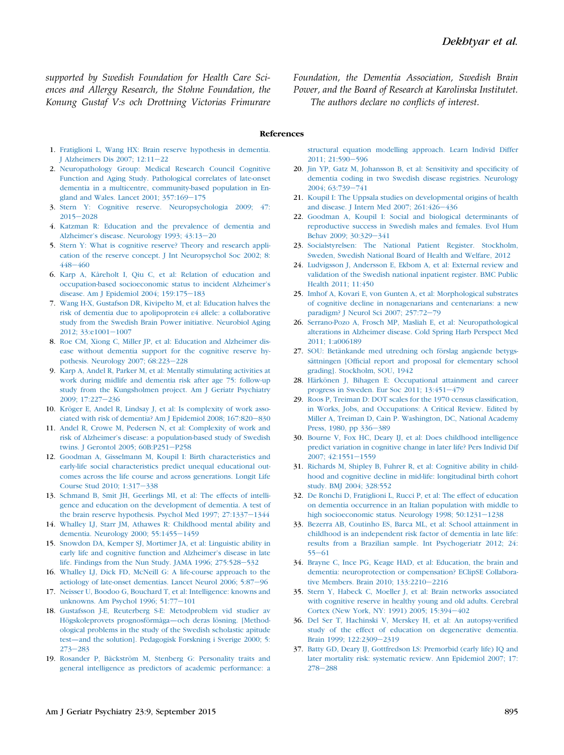*supported by Swedish Foundation for Health Care Sciences and Allergy Research, the Stohne Foundation, the Konung Gustaf V:s och Drottning Victorias Frimurare Foundation, the Dementia Association, Swedish Brain Power, and the Board of Research at Karolinska Institutet. The authors declare no conflicts of interest.*

## References

1. Fratiglioni L, Wang HX: Brain reserve hypothesis in dementia. J Alzheimers Dis 2007; 12:11–22
2. Neuropathology Group: Medical Research Council Cognitive Function and Aging Study. Pathological correlates of late-onset dementia in a multicentre, community-based population in England and Wales. Lancet 2001; 357:169–175
3. Stern Y: Cognitive reserve. Neuropsychologia 2009; 47: 2015–2028
4. Katzman R: Education and the prevalence of dementia and Alzheimer's disease. Neurology 1993; 43:13–20
5. Stern Y: What is cognitive reserve? Theory and research application of the reserve concept. J Int Neuropsychol Soc 2002; 8: 448–460
6. Karp A, Kåreholt I, Qiu C, et al: Relation of education and occupation-based socioeconomic status to incident Alzheimer's disease. Am J Epidemiol 2004; 159:175–183
7. Wang H-X, Gustafson DR, Kivipelto M, et al: Education halves the risk of dementia due to apolipoprotein ε4 allele: a collaborative study from the Swedish Brain Power initiative. Neurobiol Aging 2012; 33:e1001–1007
8. Roe CM, Xiong C, Miller JP, et al: Education and Alzheimer disease without dementia support for the cognitive reserve hypothesis. Neurology 2007; 68:223–228
9. Karp A, Andel R, Parker M, et al: Mentally stimulating activities at work during midlife and dementia risk after age 75: follow-up study from the Kungsholmen project. Am J Geriatr Psychiatry 2009; 17:227–236
10. Kröger E, Andel R, Lindsay J, et al: Is complexity of work associated with risk of dementia? Am J Epidemiol 2008; 167:820–830
11. Andel R, Crowe M, Pedersen N, et al: Complexity of work and risk of Alzheimer's disease: a population-based study of Swedish twins. J Gerontol 2005; 60B:P251–P258
12. Goodman A, Gisselmann M, Koupil I: Birth characteristics and early-life social characteristics predict unequal educational outcomes across the life course and across generations. Longit Life Course Stud 2010; 1:317–338
13. Schmand B, Smit JH, Geerlings MI, et al: The effects of intelligence and education on the development of dementia. A test of the brain reserve hypothesis. Psychol Med 1997; 27:1337–1344
14. Whalley LJ, Starr JM, Athawes R: Childhood mental ability and dementia. Neurology 2000; 55:1455–1459
15. Snowdon DA, Kemper SJ, Mortimer JA, et al: Linguistic ability in early life and cognitive function and Alzheimer's disease in late life. Findings from the Nun Study. JAMA 1996; 275:528–532
16. Whalley LJ, Dick FD, McNeill G: A life-course approach to the aetiology of late-onset dementias. Lancet Neurol 2006; 5:87–96
17. Neisser U, Boodoo G, Bouchard T, et al: Intelligence: knowns and unknowns. Am Psychol 1996; 51:77–101
18. Gustafsson J-E, Reuterberg S-E: Metodproblem vid studier av Högskoleprovets prognosförmåga—och deras lösning. [Methodological problems in the study of the Swedish scholastic apitude test—and the solution]. Pedagogisk Forskning i Sverige 2000; 5: 273–283
19. Rosander P, Bäckström M, Stenberg G: Personality traits and general intelligence as predictors of academic performance: a structural equation modelling approach. Learn Individ Differ 2011; 21:590–596
20. Jin YP, Gatz M, Johansson B, et al: Sensitivity and specificity of dementia coding in two Swedish disease registries. Neurology 2004; 63:739–741
21. Koupil I: The Uppsala studies on developmental origins of health and disease. J Intern Med 2007; 261:426–436
22. Goodman A, Koupil I: Social and biological determinants of reproductive success in Swedish males and females. Evol Hum Behav 2009; 30:329–341
23. Socialstyrelsen: The National Patient Register. Stockholm, Sweden, Swedish National Board of Health and Welfare, 2012
24. Ludvigsson J, Andersson E, Ekbom A, et al: External review and validation of the Swedish national inpatient register. BMC Public Health 2011; 11:450
25. Imhof A, Kovari E, von Gunten A, et al: Morphological substrates of cognitive decline in nonagenarians and centenarians: a new paradigm? J Neurol Sci 2007; 257:72–79
26. Serrano-Pozo A, Frosch MP, Masliah E, et al: Neuropathological alterations in Alzheimer disease. Cold Spring Harb Perspect Med 2011; 1:a006189
27. SOU: Betänkande med utredning och förslag angående betygssättningen [Official report and proposal for elementary school grading]. Stockholm, SOU, 1942
28. Härkönen J, Bihagen E: Occupational attainment and career progress in Sweden. Eur Soc 2011; 13:451–479
29. Roos P, Treiman D: DOT scales for the 1970 census classification, in Works, Jobs, and Occupations: A Critical Review. Edited by Miller A, Treiman D, Cain P. Washington, DC, National Academy Press, 1980, pp 336–389
30. Bourne V, Fox HC, Deary IJ, et al: Does childhood intelligence predict variation in cognitive change in later life? Pers Individ Dif 2007; 42:1551–1559
31. Richards M, Shipley B, Fuhrer R, et al: Cognitive ability in childhood and cognitive decline in mid-life: longitudinal birth cohort study. BMJ 2004; 328:552
32. De Ronchi D, Fratiglioni L, Rucci P, et al: The effect of education on dementia occurrence in an Italian population with middle to high socioeconomic status. Neurology 1998; 50:1231–1238
33. Bezerra AB, Coutinho ES, Barca ML, et al: School attainment in childhood is an independent risk factor of dementia in late life: results from a Brazilian sample. Int Psychogeriatr 2012; 24: 55–61
34. Brayne C, Ince PG, Keage HAD, et al: Education, the brain and dementia: neuroprotection or compensation? EClipSE Collaborative Members. Brain 2010; 133:2210–2216
35. Stern Y, Habeck C, Moeller J, et al: Brain networks associated with cognitive reserve in healthy young and old adults. Cerebral Cortex (New York, NY: 1991) 2005; 15:394–402
36. Del Ser T, Hachinski V, Merskey H, et al: An autopsy-verified study of the effect of education on degenerative dementia. Brain 1999; 122:2309–2319
37. Batty GD, Deary IJ, Gottfredson LS: Premorbid (early life) IQ and later mortality risk: systematic review. Ann Epidemiol 2007; 17: 278–288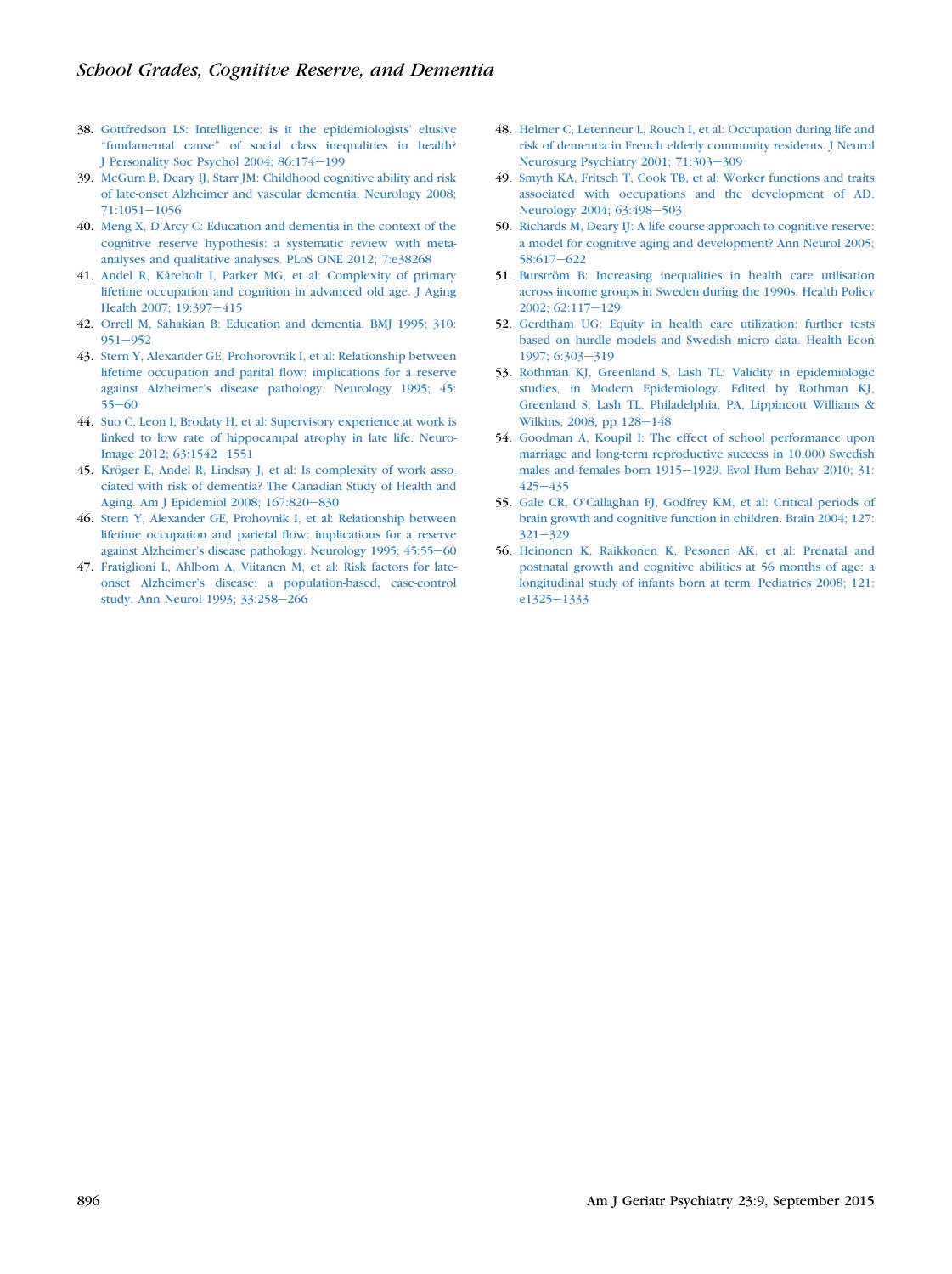38. Gottfredson LS: Intelligence: is it the epidemiologists' elusive "fundamental cause" of social class inequalities in health? J Personality Soc Psychol 2004; 86:174–199
39. McGurn B, Deary IJ, Starr JM: Childhood cognitive ability and risk of late-onset Alzheimer and vascular dementia. Neurology 2008; 71:1051–1056
40. Meng X, D'Arcy C: Education and dementia in the context of the cognitive reserve hypothesis: a systematic review with meta-analyses and qualitative analyses. PLoS ONE 2012; 7:e38268
41. Andel R, Kåreholt I, Parker MG, et al: Complexity of primary lifetime occupation and cognition in advanced old age. J Aging Health 2007; 19:397–415
42. Orrell M, Sahakian B: Education and dementia. BMJ 1995; 310: 951–952
43. Stern Y, Alexander GE, Prohorovnik I, et al: Relationship between lifetime occupation and parital flow: implications for a reserve against Alzheimer's disease pathology. Neurology 1995; 45: 55–60
44. Suo C, Leon I, Brodaty H, et al: Supervisory experience at work is linked to low rate of hippocampal atrophy in late life. NeuroImage 2012; 63:1542–1551
45. Kröger E, Andel R, Lindsay J, et al: Is complexity of work associated with risk of dementia? The Canadian Study of Health and Aging. Am J Epidemiol 2008; 167:820–830
46. Stern Y, Alexander GE, Prohovnik I, et al: Relationship between lifetime occupation and parietal flow: implications for a reserve against Alzheimer's disease pathology. Neurology 1995; 45:55–60
47. Fratiglioni L, Ahlbom A, Viitanen M, et al: Risk factors for late-onset Alzheimer's disease: a population-based, case-control study. Ann Neurol 1993; 33:258–266
48. Helmer C, Letenneur L, Rouch I, et al: Occupation during life and risk of dementia in French elderly community residents. J Neurol Neurosurg Psychiatry 2001; 71:303–309
49. Smyth KA, Fritsch T, Cook TB, et al: Worker functions and traits associated with occupations and the development of AD. Neurology 2004; 63:498–503
50. Richards M, Deary IJ: A life course approach to cognitive reserve: a model for cognitive aging and development? Ann Neurol 2005; 58:617–622
51. Burström B: Increasing inequalities in health care utilisation across income groups in Sweden during the 1990s. Health Policy 2002; 62:117–129
52. Gerdtham UG: Equity in health care utilization: further tests based on hurdle models and Swedish micro data. Health Econ 1997; 6:303–319
53. Rothman KJ, Greenland S, Lash TL: Validity in epidemiologic studies, in Modern Epidemiology. Edited by Rothman KJ, Greenland S, Lash TL. Philadelphia, PA, Lippincott Williams & Wilkins, 2008, pp 128–148
54. Goodman A, Koupil I: The effect of school performance upon marriage and long-term reproductive success in 10,000 Swedish males and females born 1915–1929. Evol Hum Behav 2010; 31: 425–435
55. Gale CR, O'Callaghan FJ, Godfrey KM, et al: Critical periods of brain growth and cognitive function in children. Brain 2004; 127: 321–329
56. Heinonen K, Raikkonen K, Pesonen AK, et al: Prenatal and postnatal growth and cognitive abilities at 56 months of age: a longitudinal study of infants born at term. Pediatrics 2008; 121: e1325–1333